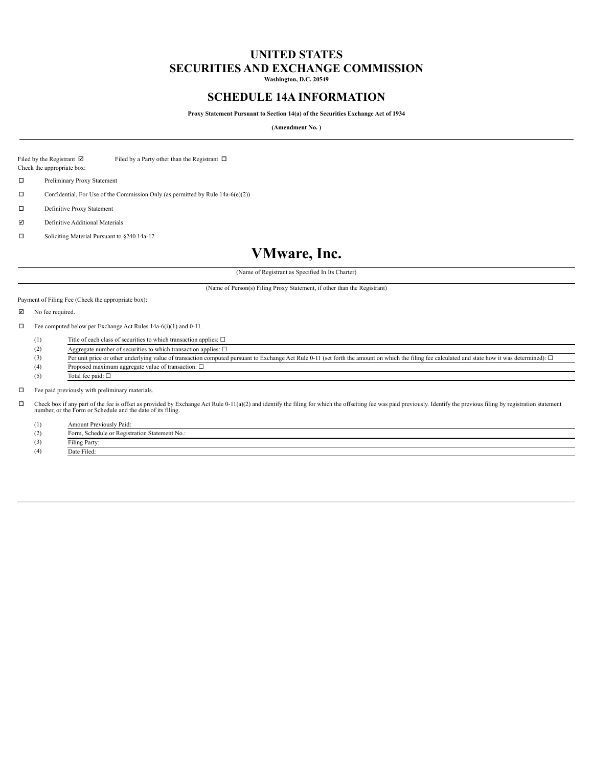# UNITED STATES
# SECURITIES AND EXCHANGE COMMISSION

**Washington, D.C. 20549**

## SCHEDULE 14A INFORMATION

**Proxy Statement Pursuant to Section 14(a) of the Securities Exchange Act of 1934**

**(Amendment No. )**

---

Filed by the Registrant ☑ Filed by a Party other than the Registrant ☐

Check the appropriate box:

☐ Preliminary Proxy Statement

☐ Confidential, For Use of the Commission Only (as permitted by Rule 14a-6(e)(2))

☐ Definitive Proxy Statement

☑ Definitive Additional Materials

☐ Soliciting Material Pursuant to §240.14a-12

# VMware, Inc.

(Name of Registrant as Specified In Its Charter)

(Name of Person(s) Filing Proxy Statement, if other than the Registrant)

Payment of Filing Fee (Check the appropriate box):

☑ No fee required.

☐ Fee computed below per Exchange Act Rules 14a-6(i)(1) and 0-11.

(1) Title of each class of securities to which transaction applies: ☐

(2) Aggregate number of securities to which transaction applies: ☐

(3) Per unit price or other underlying value of transaction computed pursuant to Exchange Act Rule 0-11 (set forth the amount on which the filing fee calculated and state how it was determined): ☐

(4) Proposed maximum aggregate value of transaction: ☐

(5) Total fee paid: ☐

☐ Fee paid previously with preliminary materials.

☐ Check box if any part of the fee is offset as provided by Exchange Act Rule 0-11(a)(2) and identify the filing for which the offsetting fee was paid previously. Identify the previous filing by registration statement number, or the Form or Schedule and the date of its filing.

(1) Amount Previously Paid:

(2) Form, Schedule or Registration Statement No.:

(3) Filing Party:

(4) Date Filed: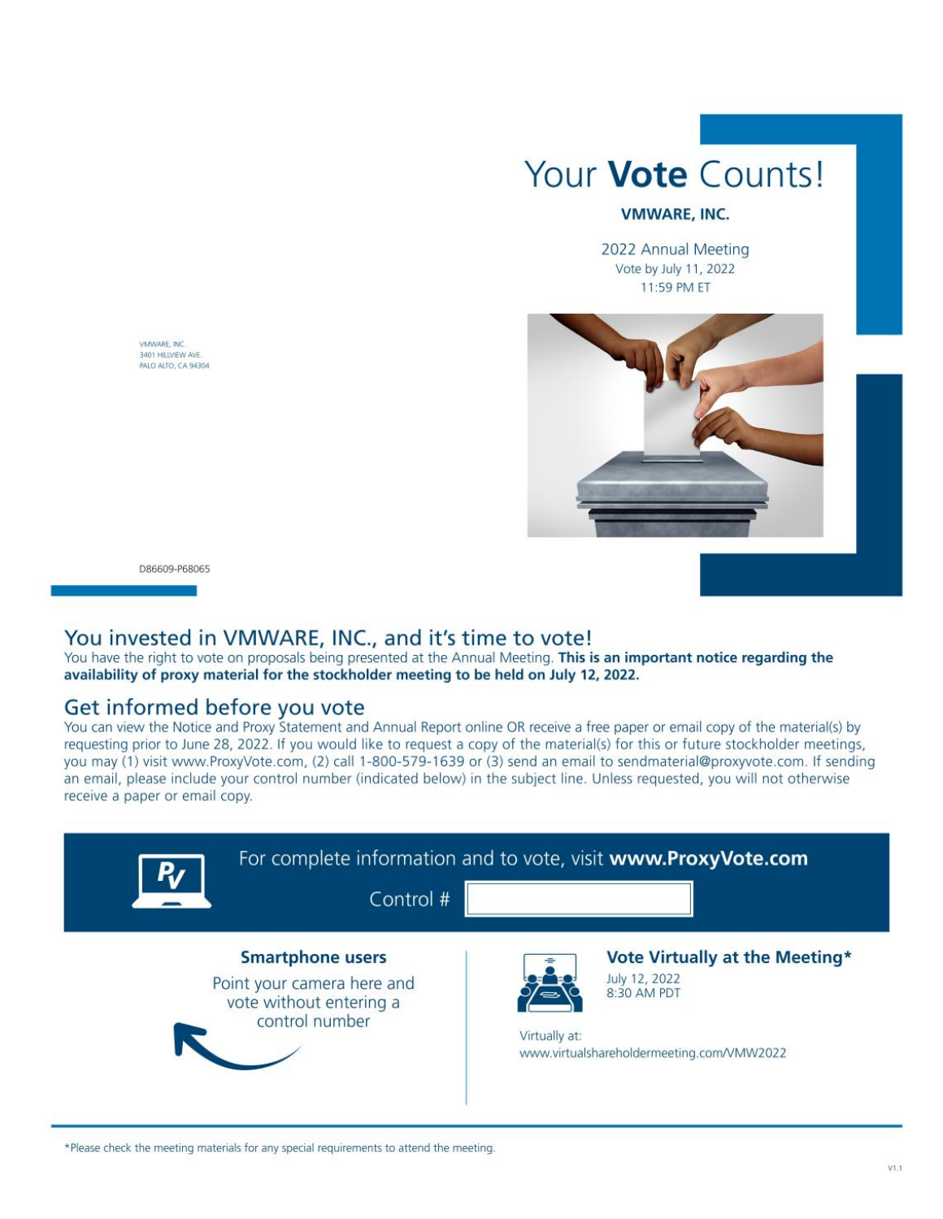VMWARE, INC.
3401 HILLVIEW AVE.
PALO ALTO, CA 94304

# Your **Vote** Counts!

**VMWARE, INC.**

2022 Annual Meeting
Vote by July 11, 2022
11:59 PM ET

D86609-P68065

## You invested in VMWARE, INC., and it's time to vote!

You have the right to vote on proposals being presented at the Annual Meeting. **This is an important notice regarding the availability of proxy material for the stockholder meeting to be held on July 12, 2022.**

## Get informed before you vote

You can view the Notice and Proxy Statement and Annual Report online OR receive a free paper or email copy of the material(s) by requesting prior to June 28, 2022. If you would like to request a copy of the material(s) for this or future stockholder meetings, you may (1) visit www.ProxyVote.com, (2) call 1-800-579-1639 or (3) send an email to sendmaterial@proxyvote.com. If sending an email, please include your control number (indicated below) in the subject line. Unless requested, you will not otherwise receive a paper or email copy.

For complete information and to vote, visit **www.ProxyVote.com**

Control #

### Smartphone users

Point your camera here and vote without entering a control number

### Vote Virtually at the Meeting*

July 12, 2022
8:30 AM PDT

Virtually at:
www.virtualshareholdermeeting.com/VMW2022

*Please check the meeting materials for any special requirements to attend the meeting.

V1.1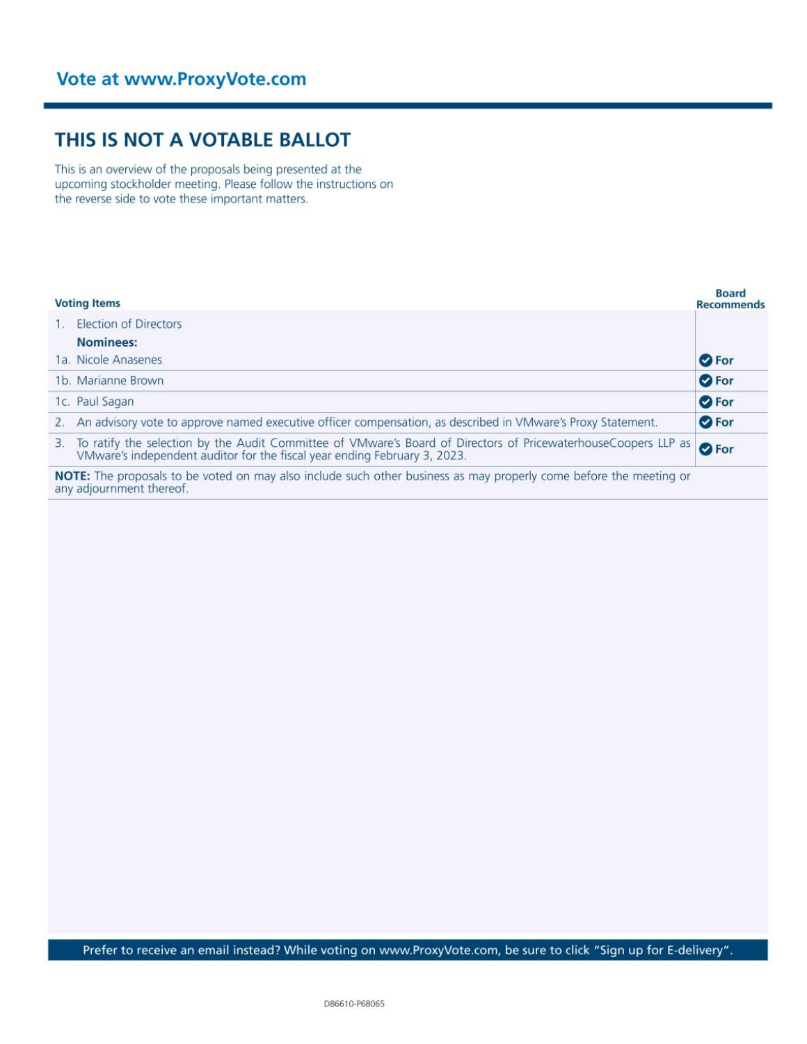## Vote at www.ProxyVote.com

## THIS IS NOT A VOTABLE BALLOT

This is an overview of the proposals being presented at the upcoming stockholder meeting. Please follow the instructions on the reverse side to vote these important matters.

| Voting Items | Board Recommends |
|---|---|
| 1. Election of Directors<br>**Nominees:** | |
| 1a. Nicole Anasenes | For |
| 1b. Marianne Brown | For |
| 1c. Paul Sagan | For |
| 2. An advisory vote to approve named executive officer compensation, as described in VMware's Proxy Statement. | For |
| 3. To ratify the selection by the Audit Committee of VMware's Board of Directors of PricewaterhouseCoopers LLP as VMware's independent auditor for the fiscal year ending February 3, 2023. | For |

**NOTE:** The proposals to be voted on may also include such other business as may properly come before the meeting or any adjournment thereof.

Prefer to receive an email instead? While voting on www.ProxyVote.com, be sure to click "Sign up for E-delivery".

D86610-P68065